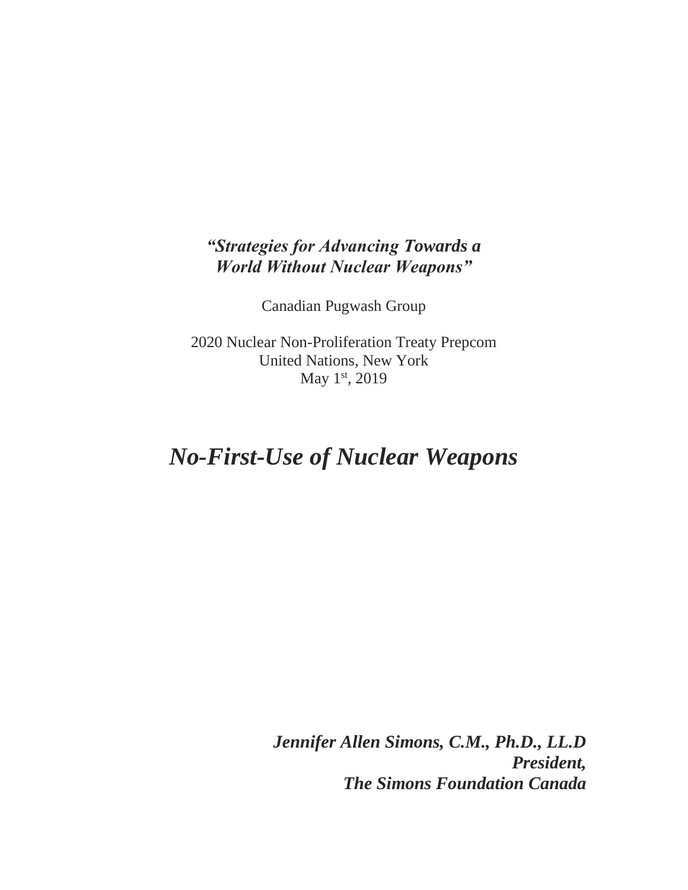***"Strategies for Advancing Towards a World Without Nuclear Weapons"***

Canadian Pugwash Group

2020 Nuclear Non-Proliferation Treaty Prepcom
United Nations, New York
May 1st, 2019

# *No-First-Use of Nuclear Weapons*

***Jennifer Allen Simons, C.M., Ph.D., LL.D***
***President,***
***The Simons Foundation Canada***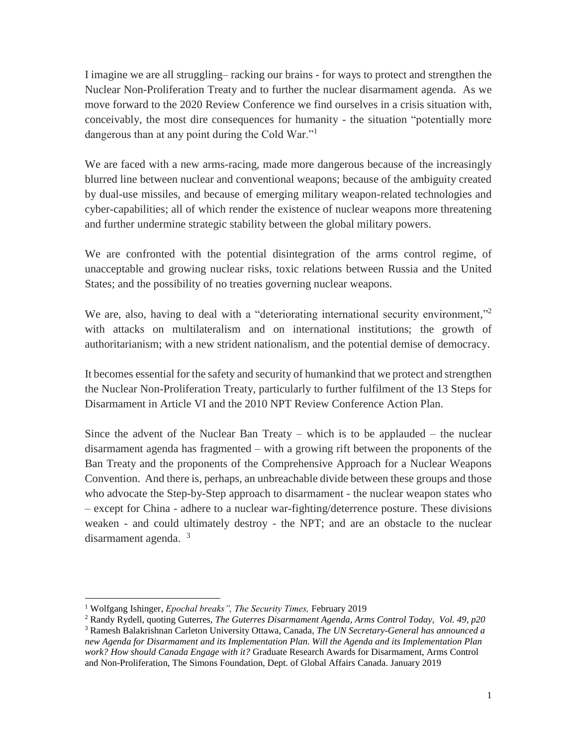I imagine we are all struggling– racking our brains - for ways to protect and strengthen the Nuclear Non-Proliferation Treaty and to further the nuclear disarmament agenda. As we move forward to the 2020 Review Conference we find ourselves in a crisis situation with, conceivably, the most dire consequences for humanity - the situation "potentially more dangerous than at any point during the Cold War."[1]

We are faced with a new arms-racing, made more dangerous because of the increasingly blurred line between nuclear and conventional weapons; because of the ambiguity created by dual-use missiles, and because of emerging military weapon-related technologies and cyber-capabilities; all of which render the existence of nuclear weapons more threatening and further undermine strategic stability between the global military powers.

We are confronted with the potential disintegration of the arms control regime, of unacceptable and growing nuclear risks, toxic relations between Russia and the United States; and the possibility of no treaties governing nuclear weapons.

We are, also, having to deal with a "deteriorating international security environment,"[2] with attacks on multilateralism and on international institutions; the growth of authoritarianism; with a new strident nationalism, and the potential demise of democracy.

It becomes essential for the safety and security of humankind that we protect and strengthen the Nuclear Non-Proliferation Treaty, particularly to further fulfilment of the 13 Steps for Disarmament in Article VI and the 2010 NPT Review Conference Action Plan.

Since the advent of the Nuclear Ban Treaty – which is to be applauded – the nuclear disarmament agenda has fragmented – with a growing rift between the proponents of the Ban Treaty and the proponents of the Comprehensive Approach for a Nuclear Weapons Convention. And there is, perhaps, an unbreachable divide between these groups and those who advocate the Step-by-Step approach to disarmament - the nuclear weapon states who – except for China - adhere to a nuclear war-fighting/deterrence posture. These divisions weaken - and could ultimately destroy - the NPT; and are an obstacle to the nuclear disarmament agenda. [3]

---

[1] Wolfgang Ishinger, *Epochal breaks", The Security Times,* February 2019

[2] Randy Rydell, quoting Guterres, *The Guterres Disarmament Agenda, Arms Control Today, Vol. 49, p20*

[3] Ramesh Balakrishnan Carleton University Ottawa, Canada, *The UN Secretary-General has announced a new Agenda for Disarmament and its Implementation Plan. Will the Agenda and its Implementation Plan work? How should Canada Engage with it?* Graduate Research Awards for Disarmament, Arms Control and Non-Proliferation, The Simons Foundation, Dept. of Global Affairs Canada. January 2019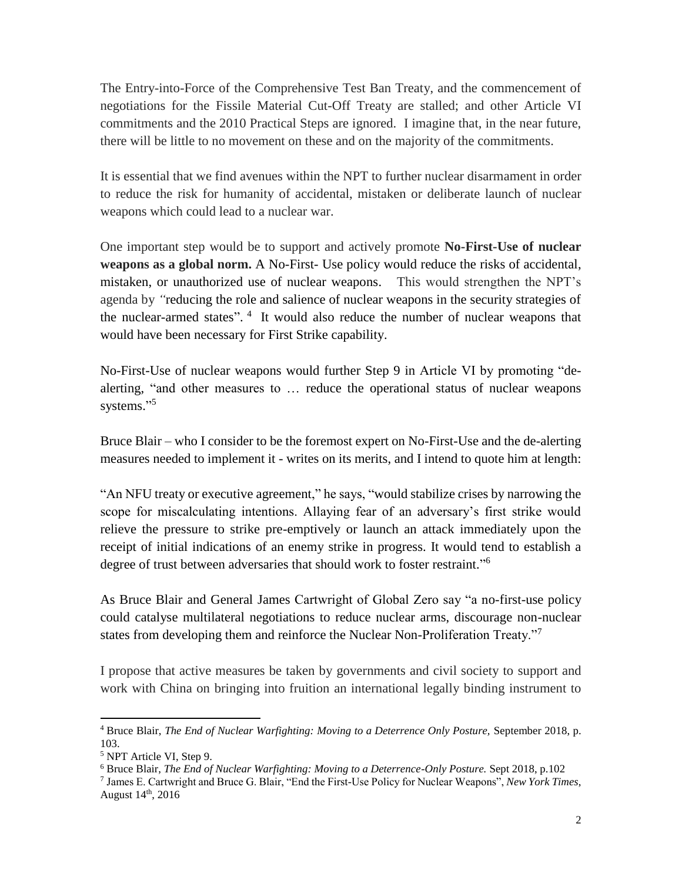The Entry-into-Force of the Comprehensive Test Ban Treaty, and the commencement of negotiations for the Fissile Material Cut-Off Treaty are stalled; and other Article VI commitments and the 2010 Practical Steps are ignored. I imagine that, in the near future, there will be little to no movement on these and on the majority of the commitments.

It is essential that we find avenues within the NPT to further nuclear disarmament in order to reduce the risk for humanity of accidental, mistaken or deliberate launch of nuclear weapons which could lead to a nuclear war.

One important step would be to support and actively promote **No-First-Use of nuclear weapons as a global norm.** A No-First- Use policy would reduce the risks of accidental, mistaken, or unauthorized use of nuclear weapons. This would strengthen the NPT's agenda by *"*reducing the role and salience of nuclear weapons in the security strategies of the nuclear-armed states".[4] It would also reduce the number of nuclear weapons that would have been necessary for First Strike capability.

No-First-Use of nuclear weapons would further Step 9 in Article VI by promoting "de-alerting, "and other measures to … reduce the operational status of nuclear weapons systems."[5]

Bruce Blair – who I consider to be the foremost expert on No-First-Use and the de-alerting measures needed to implement it - writes on its merits, and I intend to quote him at length:

"An NFU treaty or executive agreement," he says, "would stabilize crises by narrowing the scope for miscalculating intentions. Allaying fear of an adversary's first strike would relieve the pressure to strike pre-emptively or launch an attack immediately upon the receipt of initial indications of an enemy strike in progress. It would tend to establish a degree of trust between adversaries that should work to foster restraint."[6]

As Bruce Blair and General James Cartwright of Global Zero say "a no-first-use policy could catalyse multilateral negotiations to reduce nuclear arms, discourage non-nuclear states from developing them and reinforce the Nuclear Non-Proliferation Treaty."[7]

I propose that active measures be taken by governments and civil society to support and work with China on bringing into fruition an international legally binding instrument to

---

[4] Bruce Blair, *The End of Nuclear Warfighting: Moving to a Deterrence Only Posture,* September 2018, p. 103.

[5] NPT Article VI, Step 9.

[6] Bruce Blair, *The End of Nuclear Warfighting: Moving to a Deterrence-Only Posture.* Sept 2018, p.102

[7] James E. Cartwright and Bruce G. Blair, "End the First-Use Policy for Nuclear Weapons", *New York Times*, August 14th, 2016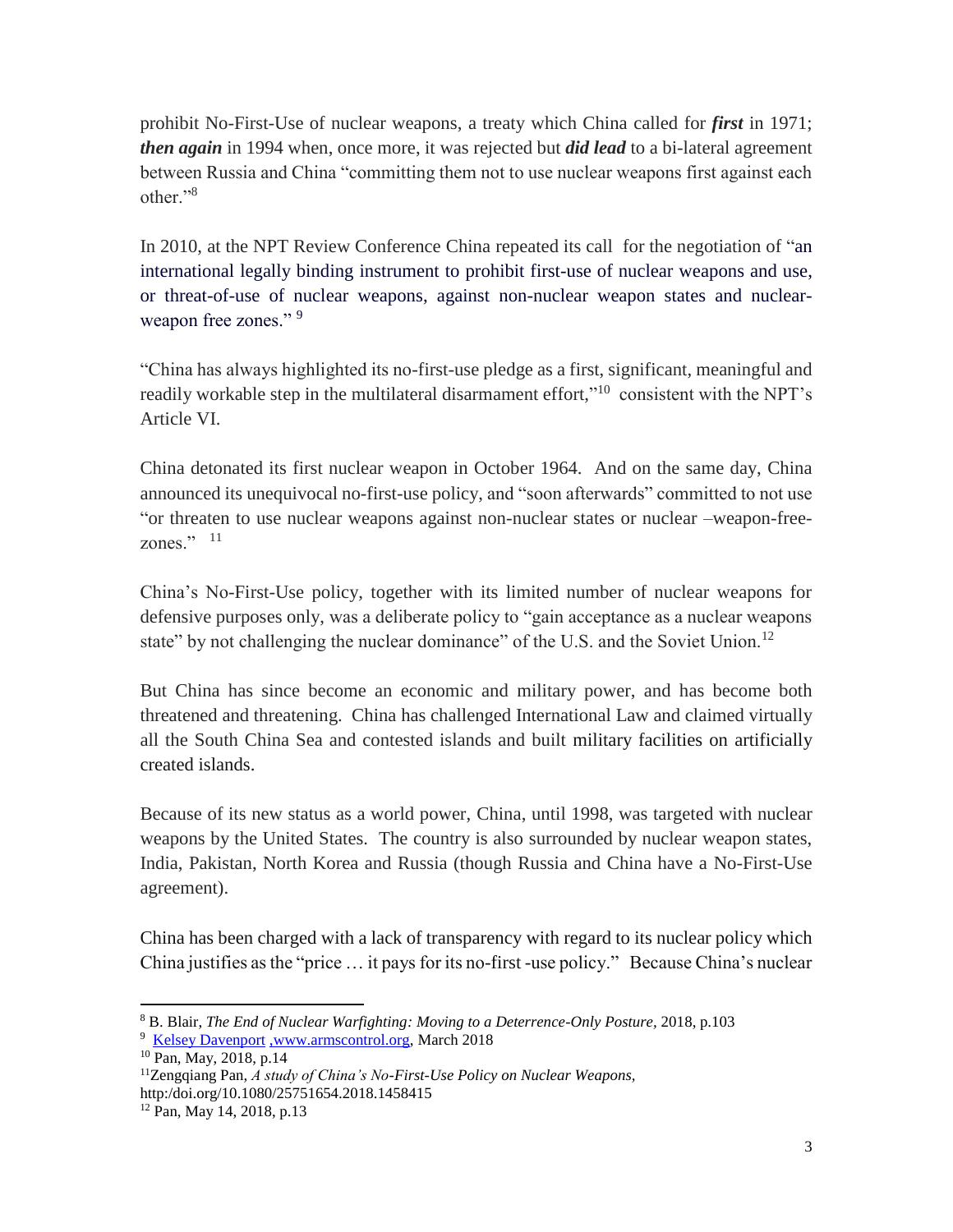prohibit No-First-Use of nuclear weapons, a treaty which China called for ***first*** in 1971; ***then again*** in 1994 when, once more, it was rejected but ***did lead*** to a bi-lateral agreement between Russia and China "committing them not to use nuclear weapons first against each other."[8]

In 2010, at the NPT Review Conference China repeated its call for the negotiation of "an international legally binding instrument to prohibit first-use of nuclear weapons and use, or threat-of-use of nuclear weapons, against non-nuclear weapon states and nuclear-weapon free zones." [9]

"China has always highlighted its no-first-use pledge as a first, significant, meaningful and readily workable step in the multilateral disarmament effort,"[10] consistent with the NPT's Article VI.

China detonated its first nuclear weapon in October 1964. And on the same day, China announced its unequivocal no-first-use policy, and "soon afterwards" committed to not use "or threaten to use nuclear weapons against non-nuclear states or nuclear –weapon-free-zones." [11]

China's No-First-Use policy, together with its limited number of nuclear weapons for defensive purposes only, was a deliberate policy to "gain acceptance as a nuclear weapons state" by not challenging the nuclear dominance" of the U.S. and the Soviet Union.[12]

But China has since become an economic and military power, and has become both threatened and threatening. China has challenged International Law and claimed virtually all the South China Sea and contested islands and built military facilities on artificially created islands.

Because of its new status as a world power, China, until 1998, was targeted with nuclear weapons by the United States. The country is also surrounded by nuclear weapon states, India, Pakistan, North Korea and Russia (though Russia and China have a No-First-Use agreement).

China has been charged with a lack of transparency with regard to its nuclear policy which China justifies as the "price … it pays for its no-first -use policy." Because China's nuclear

---

[8] B. Blair, *The End of Nuclear Warfighting: Moving to a Deterrence-Only Posture*, 2018, p.103

[9] Kelsey Davenport ,www.armscontrol.org, March 2018

[10] Pan, May, 2018, p.14

[11] Zengqiang Pan, *A study of China's No-First-Use Policy on Nuclear Weapons*, http:/doi.org/10.1080/25751654.2018.1458415

[12] Pan, May 14, 2018, p.13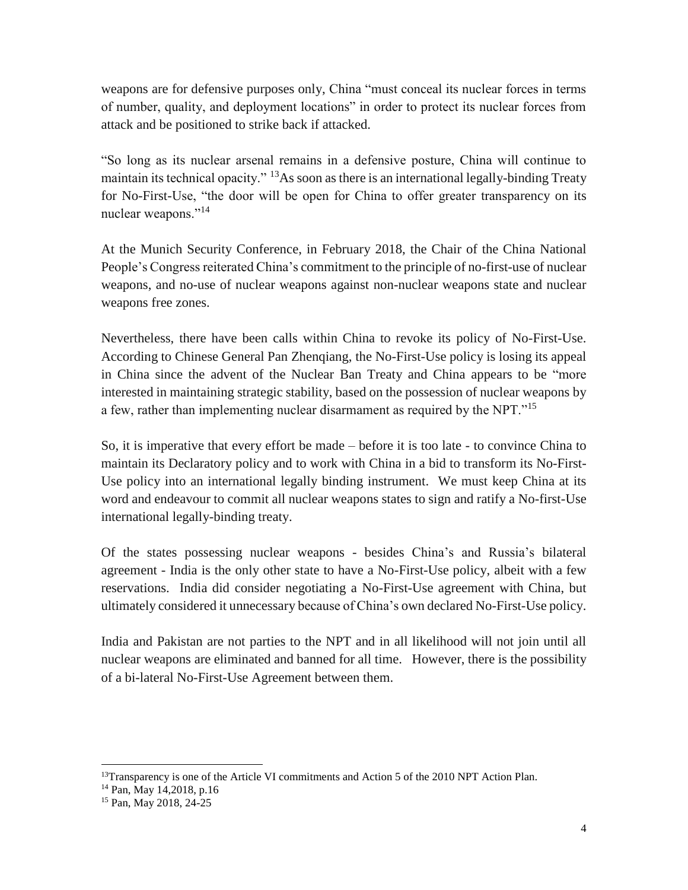weapons are for defensive purposes only, China "must conceal its nuclear forces in terms of number, quality, and deployment locations" in order to protect its nuclear forces from attack and be positioned to strike back if attacked.

"So long as its nuclear arsenal remains in a defensive posture, China will continue to maintain its technical opacity." [13]As soon as there is an international legally-binding Treaty for No-First-Use, "the door will be open for China to offer greater transparency on its nuclear weapons."[14]

At the Munich Security Conference, in February 2018, the Chair of the China National People's Congress reiterated China's commitment to the principle of no-first-use of nuclear weapons, and no-use of nuclear weapons against non-nuclear weapons state and nuclear weapons free zones.

Nevertheless, there have been calls within China to revoke its policy of No-First-Use. According to Chinese General Pan Zhenqiang, the No-First-Use policy is losing its appeal in China since the advent of the Nuclear Ban Treaty and China appears to be "more interested in maintaining strategic stability, based on the possession of nuclear weapons by a few, rather than implementing nuclear disarmament as required by the NPT."[15]

So, it is imperative that every effort be made – before it is too late - to convince China to maintain its Declaratory policy and to work with China in a bid to transform its No-First-Use policy into an international legally binding instrument. We must keep China at its word and endeavour to commit all nuclear weapons states to sign and ratify a No-first-Use international legally-binding treaty.

Of the states possessing nuclear weapons - besides China's and Russia's bilateral agreement - India is the only other state to have a No-First-Use policy, albeit with a few reservations. India did consider negotiating a No-First-Use agreement with China, but ultimately considered it unnecessary because of China's own declared No-First-Use policy.

India and Pakistan are not parties to the NPT and in all likelihood will not join until all nuclear weapons are eliminated and banned for all time. However, there is the possibility of a bi-lateral No-First-Use Agreement between them.

---

[13]Transparency is one of the Article VI commitments and Action 5 of the 2010 NPT Action Plan.

[14] Pan, May 14,2018, p.16

[15] Pan, May 2018, 24-25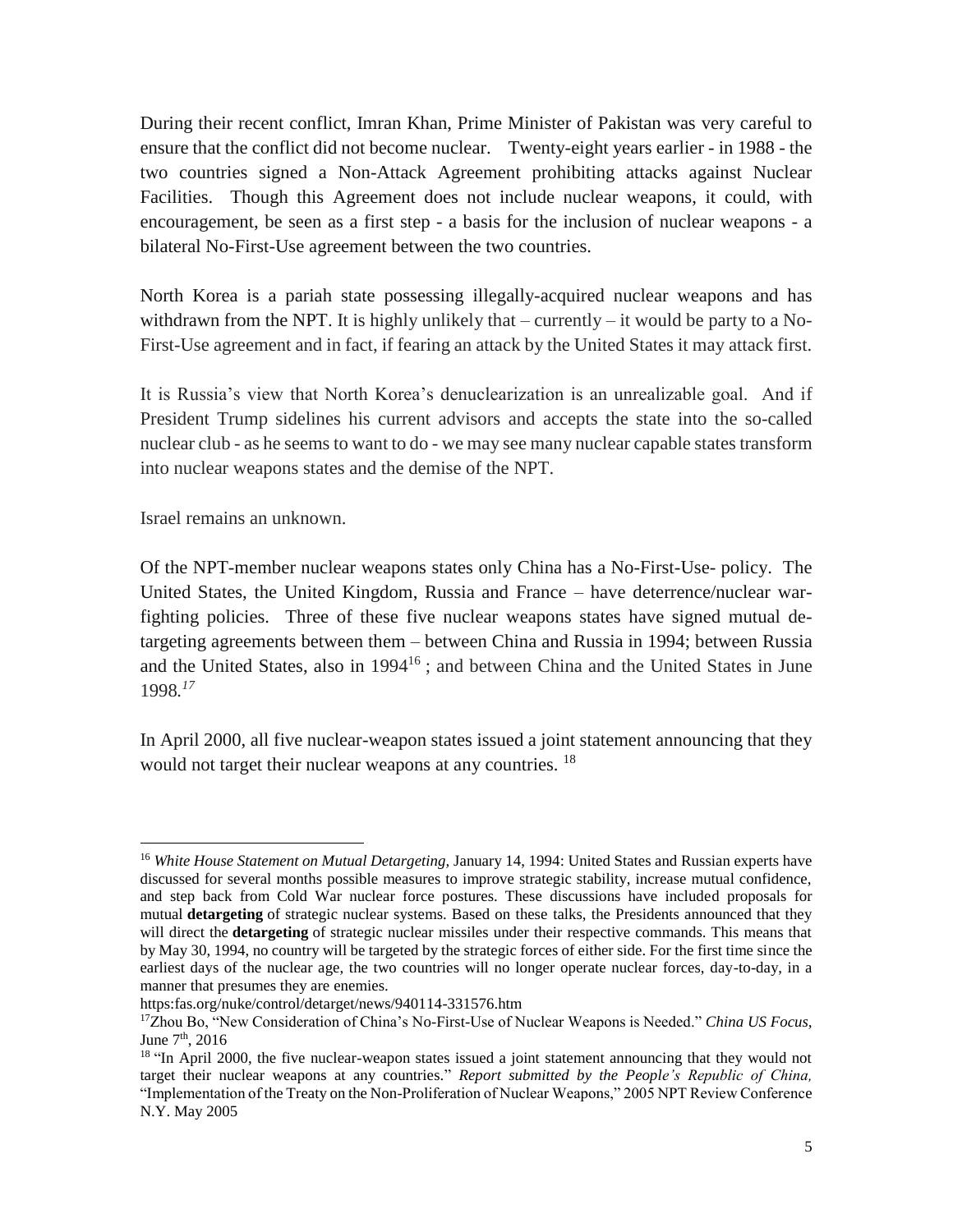During their recent conflict, Imran Khan, Prime Minister of Pakistan was very careful to ensure that the conflict did not become nuclear. Twenty-eight years earlier - in 1988 - the two countries signed a Non-Attack Agreement prohibiting attacks against Nuclear Facilities. Though this Agreement does not include nuclear weapons, it could, with encouragement, be seen as a first step - a basis for the inclusion of nuclear weapons - a bilateral No-First-Use agreement between the two countries.

North Korea is a pariah state possessing illegally-acquired nuclear weapons and has withdrawn from the NPT. It is highly unlikely that – currently – it would be party to a No-First-Use agreement and in fact, if fearing an attack by the United States it may attack first.

It is Russia's view that North Korea's denuclearization is an unrealizable goal. And if President Trump sidelines his current advisors and accepts the state into the so-called nuclear club - as he seems to want to do - we may see many nuclear capable states transform into nuclear weapons states and the demise of the NPT.

Israel remains an unknown.

Of the NPT-member nuclear weapons states only China has a No-First-Use- policy. The United States, the United Kingdom, Russia and France – have deterrence/nuclear war-fighting policies. Three of these five nuclear weapons states have signed mutual de-targeting agreements between them – between China and Russia in 1994; between Russia and the United States, also in 1994[16] ; and between China and the United States in June 1998.[17]

In April 2000, all five nuclear-weapon states issued a joint statement announcing that they would not target their nuclear weapons at any countries. [18]

---

[16] *White House Statement on Mutual Detargeting,* January 14, 1994: United States and Russian experts have discussed for several months possible measures to improve strategic stability, increase mutual confidence, and step back from Cold War nuclear force postures. These discussions have included proposals for mutual **detargeting** of strategic nuclear systems. Based on these talks, the Presidents announced that they will direct the **detargeting** of strategic nuclear missiles under their respective commands. This means that by May 30, 1994, no country will be targeted by the strategic forces of either side. For the first time since the earliest days of the nuclear age, the two countries will no longer operate nuclear forces, day-to-day, in a manner that presumes they are enemies.
https:fas.org/nuke/control/detarget/news/940114-331576.htm

[17] Zhou Bo, "New Consideration of China's No-First-Use of Nuclear Weapons is Needed." *China US Focus,* June 7th, 2016

[18] "In April 2000, the five nuclear-weapon states issued a joint statement announcing that they would not target their nuclear weapons at any countries." *Report submitted by the People's Republic of China,* "Implementation of the Treaty on the Non-Proliferation of Nuclear Weapons," 2005 NPT Review Conference N.Y. May 2005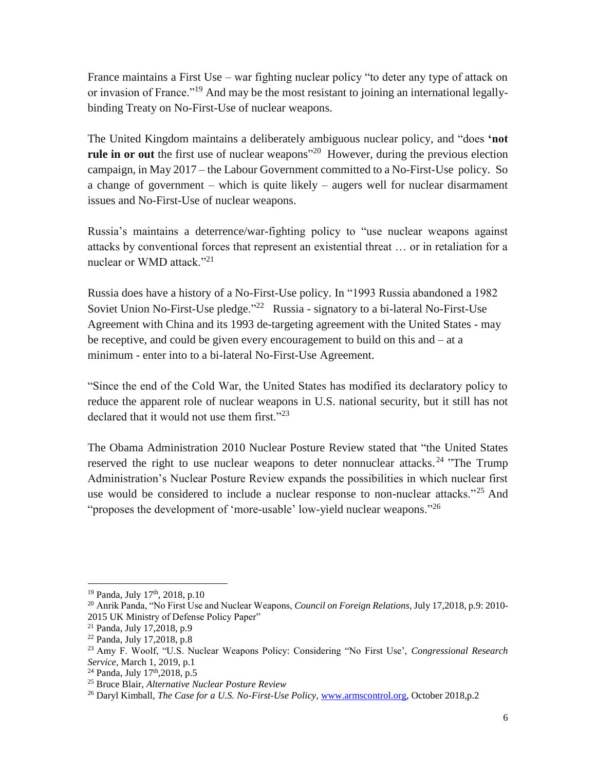France maintains a First Use – war fighting nuclear policy "to deter any type of attack on or invasion of France."[19] And may be the most resistant to joining an international legally-binding Treaty on No-First-Use of nuclear weapons.

The United Kingdom maintains a deliberately ambiguous nuclear policy, and "does **'not rule in or out** the first use of nuclear weapons"[20] However, during the previous election campaign, in May 2017 – the Labour Government committed to a No-First-Use policy. So a change of government – which is quite likely – augers well for nuclear disarmament issues and No-First-Use of nuclear weapons.

Russia's maintains a deterrence/war-fighting policy to "use nuclear weapons against attacks by conventional forces that represent an existential threat … or in retaliation for a nuclear or WMD attack."[21]

Russia does have a history of a No-First-Use policy. In "1993 Russia abandoned a 1982 Soviet Union No-First-Use pledge."[22] Russia - signatory to a bi-lateral No-First-Use Agreement with China and its 1993 de-targeting agreement with the United States - may be receptive, and could be given every encouragement to build on this and – at a minimum - enter into to a bi-lateral No-First-Use Agreement.

"Since the end of the Cold War, the United States has modified its declaratory policy to reduce the apparent role of nuclear weapons in U.S. national security, but it still has not declared that it would not use them first."[23]

The Obama Administration 2010 Nuclear Posture Review stated that "the United States reserved the right to use nuclear weapons to deter nonnuclear attacks.[24] "The Trump Administration's Nuclear Posture Review expands the possibilities in which nuclear first use would be considered to include a nuclear response to non-nuclear attacks."[25] And "proposes the development of 'more-usable' low-yield nuclear weapons."[26]

---

[19] Panda, July 17th, 2018, p.10

[20] Anrik Panda, "No First Use and Nuclear Weapons, *Council on Foreign Relations*, July 17,2018, p.9: 2010-2015 UK Ministry of Defense Policy Paper"

[21] Panda, July 17,2018, p.9

[22] Panda, July 17,2018, p.8

[23] Amy F. Woolf, "U.S. Nuclear Weapons Policy: Considering "No First Use', *Congressional Research Service*, March 1, 2019, p.1

[24] Panda, July 17th,2018, p.5

[25] Bruce Blair, *Alternative Nuclear Posture Review*

[26] Daryl Kimball, *The Case for a U.S. No-First-Use Policy*, www.armscontrol.org, October 2018,p.2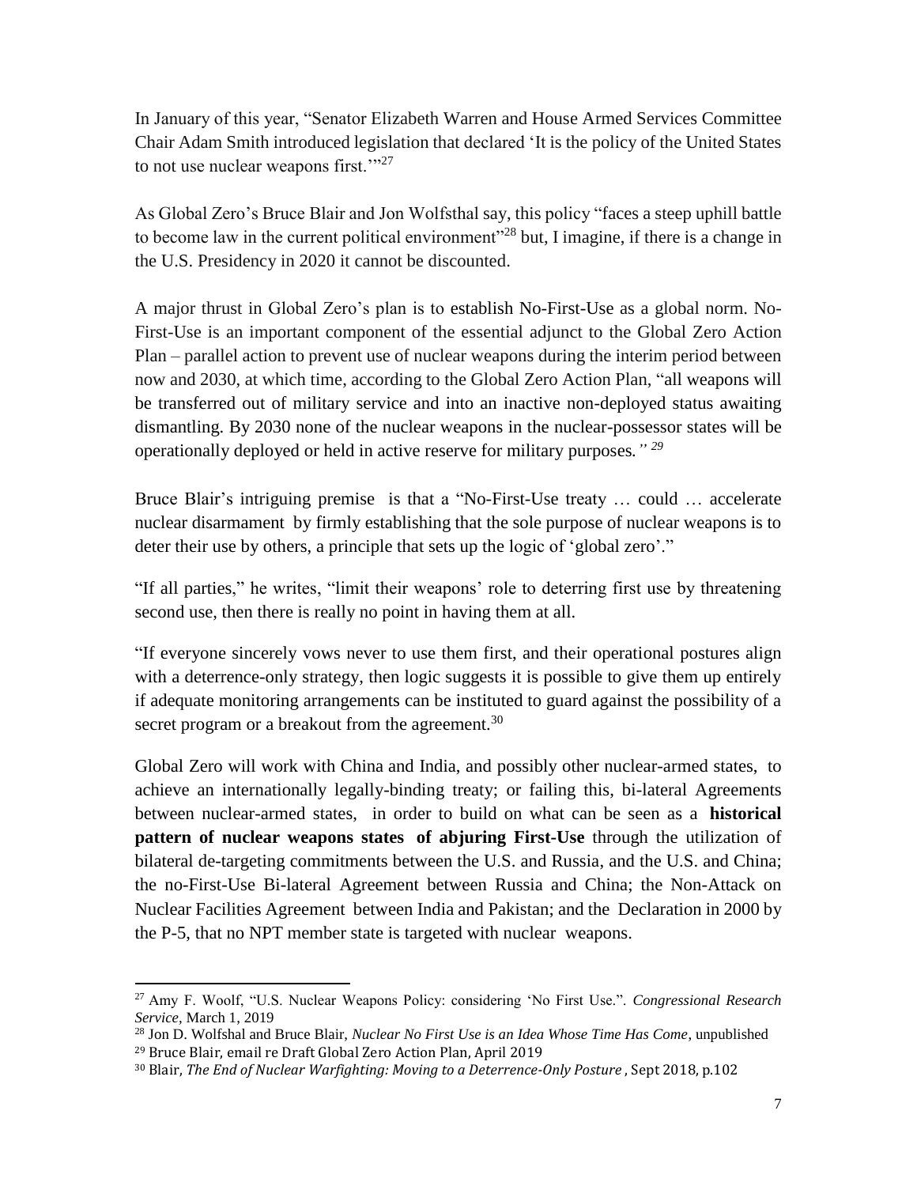In January of this year, "Senator Elizabeth Warren and House Armed Services Committee Chair Adam Smith introduced legislation that declared 'It is the policy of the United States to not use nuclear weapons first.'"[27]

As Global Zero's Bruce Blair and Jon Wolfsthal say, this policy "faces a steep uphill battle to become law in the current political environment"[28] but, I imagine, if there is a change in the U.S. Presidency in 2020 it cannot be discounted.

A major thrust in Global Zero's plan is to establish No-First-Use as a global norm. No-First-Use is an important component of the essential adjunct to the Global Zero Action Plan – parallel action to prevent use of nuclear weapons during the interim period between now and 2030, at which time, according to the Global Zero Action Plan, "all weapons will be transferred out of military service and into an inactive non-deployed status awaiting dismantling. By 2030 none of the nuclear weapons in the nuclear-possessor states will be operationally deployed or held in active reserve for military purposes*."* [29]

Bruce Blair's intriguing premise is that a "No-First-Use treaty … could … accelerate nuclear disarmament by firmly establishing that the sole purpose of nuclear weapons is to deter their use by others, a principle that sets up the logic of 'global zero'."

"If all parties," he writes, "limit their weapons' role to deterring first use by threatening second use, then there is really no point in having them at all.

"If everyone sincerely vows never to use them first, and their operational postures align with a deterrence-only strategy, then logic suggests it is possible to give them up entirely if adequate monitoring arrangements can be instituted to guard against the possibility of a secret program or a breakout from the agreement.[30]

Global Zero will work with China and India, and possibly other nuclear-armed states, to achieve an internationally legally-binding treaty; or failing this, bi-lateral Agreements between nuclear-armed states, in order to build on what can be seen as a **historical pattern of nuclear weapons states of abjuring First-Use** through the utilization of bilateral de-targeting commitments between the U.S. and Russia, and the U.S. and China; the no-First-Use Bi-lateral Agreement between Russia and China; the Non-Attack on Nuclear Facilities Agreement between India and Pakistan; and the Declaration in 2000 by the P-5, that no NPT member state is targeted with nuclear weapons.

---

[27] Amy F. Woolf, "U.S. Nuclear Weapons Policy: considering 'No First Use.". *Congressional Research Service*, March 1, 2019

[28] Jon D. Wolfshal and Bruce Blair, *Nuclear No First Use is an Idea Whose Time Has Come*, unpublished

[29] Bruce Blair, email re Draft Global Zero Action Plan, April 2019

[30] Blair, *The End of Nuclear Warfighting: Moving to a Deterrence-Only Posture* , Sept 2018, p.102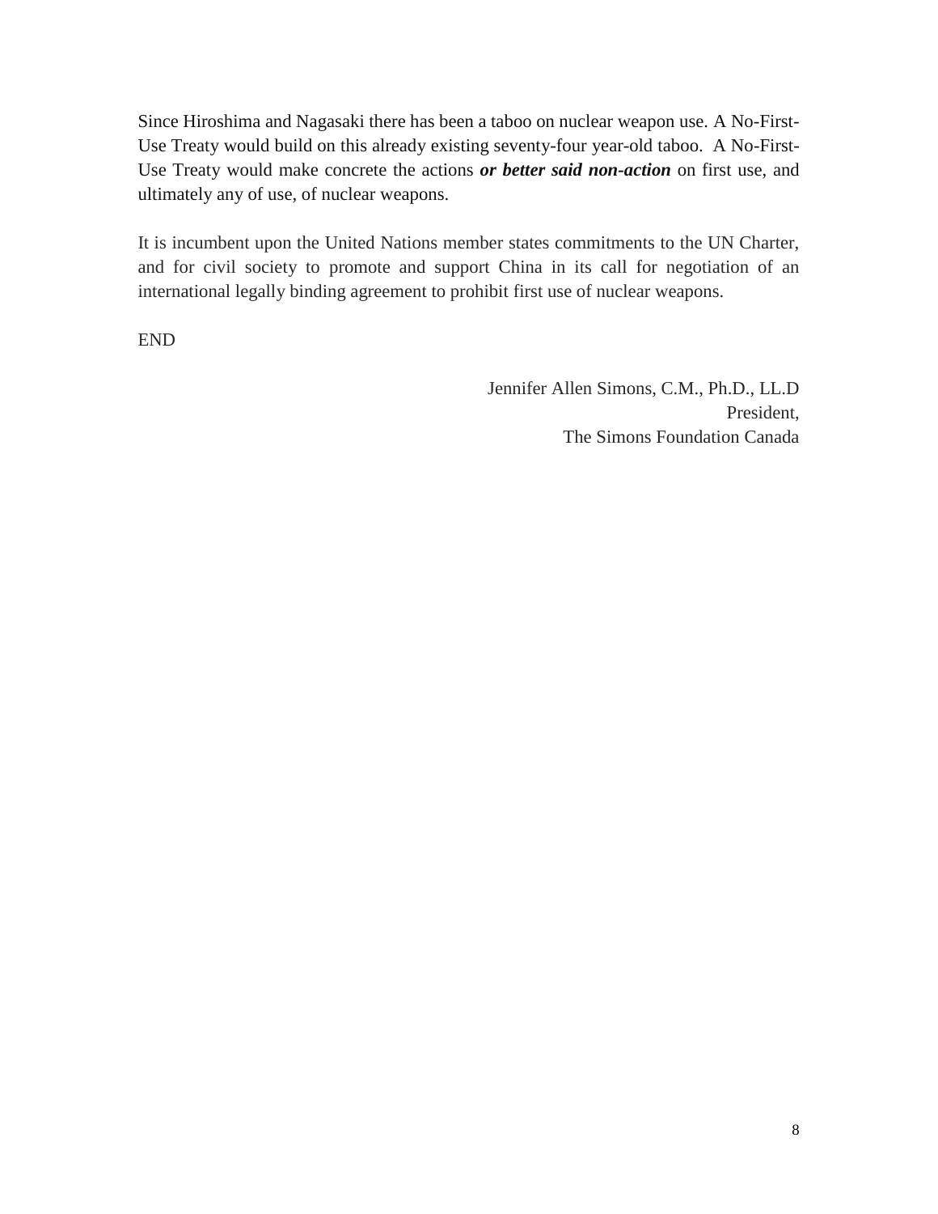Since Hiroshima and Nagasaki there has been a taboo on nuclear weapon use. A No-First-Use Treaty would build on this already existing seventy-four year-old taboo. A No-First-Use Treaty would make concrete the actions ***or better said non-action*** on first use, and ultimately any of use, of nuclear weapons.

It is incumbent upon the United Nations member states commitments to the UN Charter, and for civil society to promote and support China in its call for negotiation of an international legally binding agreement to prohibit first use of nuclear weapons.

END

Jennifer Allen Simons, C.M., Ph.D., LL.D
President,
The Simons Foundation Canada